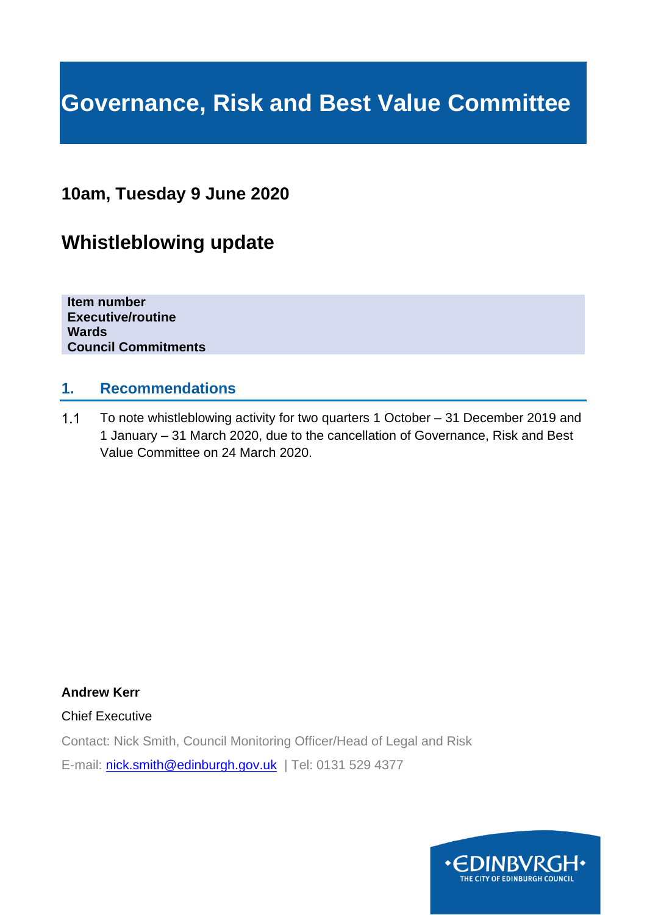# Governance, Risk and Best Value Committee

## 10am, Tuesday 9 June 2020

## Whistleblowing update

| | |
|---|---|
| **Item number** | |
| **Executive/routine** | |
| **Wards** | |
| **Council Commitments** | |

## 1. Recommendations

1.1 To note whistleblowing activity for two quarters 1 October – 31 December 2019 and 1 January – 31 March 2020, due to the cancellation of Governance, Risk and Best Value Committee on 24 March 2020.

**Andrew Kerr**

Chief Executive

Contact: Nick Smith, Council Monitoring Officer/Head of Legal and Risk

E-mail: nick.smith@edinburgh.gov.uk | Tel: 0131 529 4377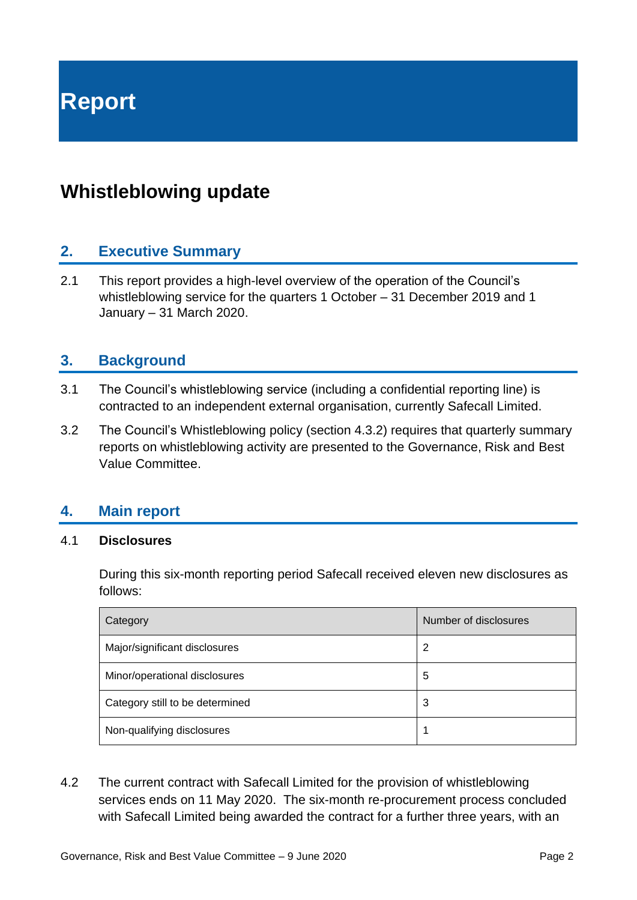# Report

## Whistleblowing update

### 2. Executive Summary

2.1 This report provides a high-level overview of the operation of the Council's whistleblowing service for the quarters 1 October – 31 December 2019 and 1 January – 31 March 2020.

### 3. Background

3.1 The Council's whistleblowing service (including a confidential reporting line) is contracted to an independent external organisation, currently Safecall Limited.

3.2 The Council's Whistleblowing policy (section 4.3.2) requires that quarterly summary reports on whistleblowing activity are presented to the Governance, Risk and Best Value Committee.

### 4. Main report

4.1 **Disclosures**

During this six-month reporting period Safecall received eleven new disclosures as follows:

| Category | Number of disclosures |
| --- | --- |
| Major/significant disclosures | 2 |
| Minor/operational disclosures | 5 |
| Category still to be determined | 3 |
| Non-qualifying disclosures | 1 |

4.2 The current contract with Safecall Limited for the provision of whistleblowing services ends on 11 May 2020. The six-month re-procurement process concluded with Safecall Limited being awarded the contract for a further three years, with an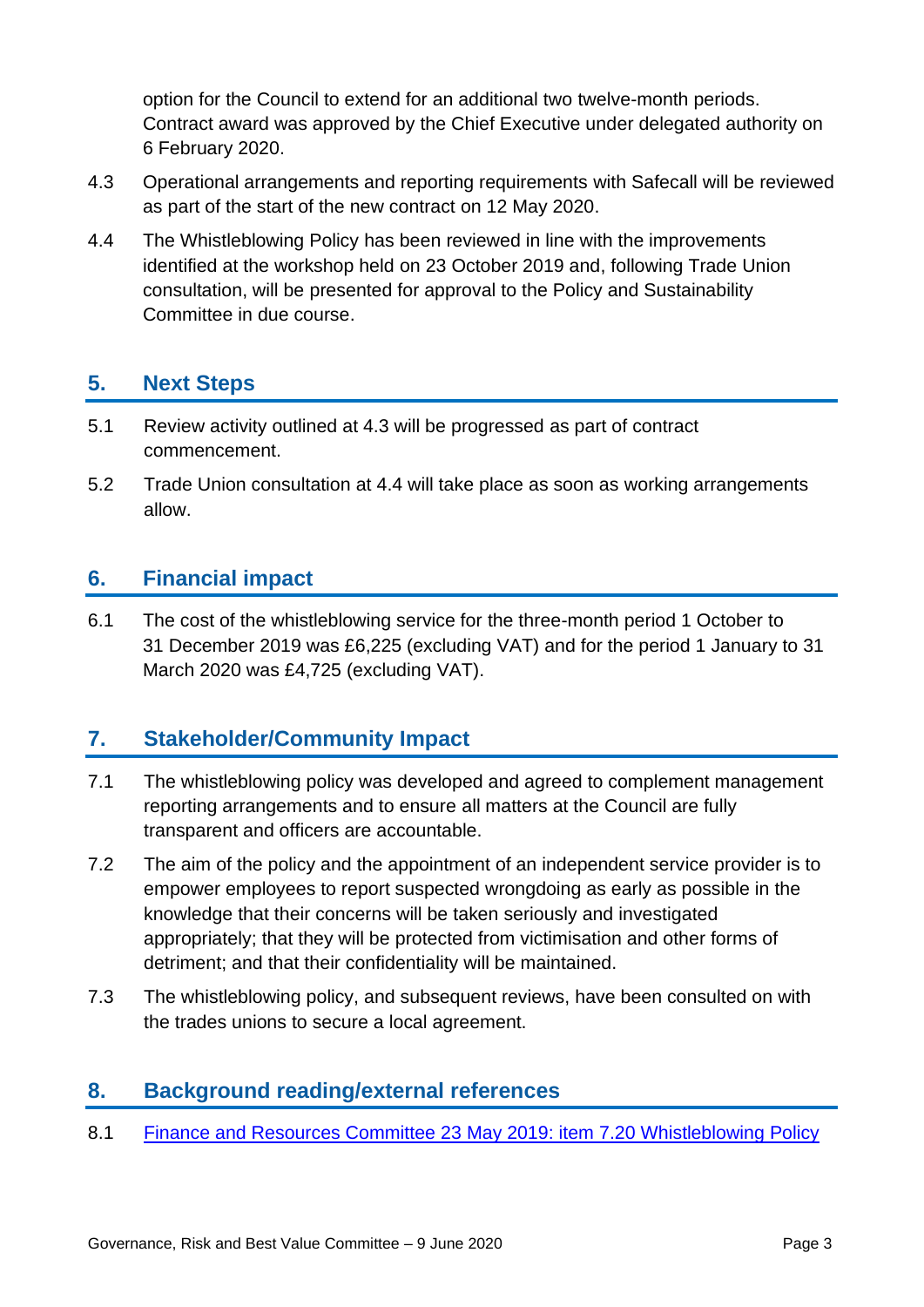option for the Council to extend for an additional two twelve-month periods. Contract award was approved by the Chief Executive under delegated authority on 6 February 2020.

4.3 Operational arrangements and reporting requirements with Safecall will be reviewed as part of the start of the new contract on 12 May 2020.

4.4 The Whistleblowing Policy has been reviewed in line with the improvements identified at the workshop held on 23 October 2019 and, following Trade Union consultation, will be presented for approval to the Policy and Sustainability Committee in due course.

## 5. Next Steps

5.1 Review activity outlined at 4.3 will be progressed as part of contract commencement.

5.2 Trade Union consultation at 4.4 will take place as soon as working arrangements allow.

## 6. Financial impact

6.1 The cost of the whistleblowing service for the three-month period 1 October to 31 December 2019 was £6,225 (excluding VAT) and for the period 1 January to 31 March 2020 was £4,725 (excluding VAT).

## 7. Stakeholder/Community Impact

7.1 The whistleblowing policy was developed and agreed to complement management reporting arrangements and to ensure all matters at the Council are fully transparent and officers are accountable.

7.2 The aim of the policy and the appointment of an independent service provider is to empower employees to report suspected wrongdoing as early as possible in the knowledge that their concerns will be taken seriously and investigated appropriately; that they will be protected from victimisation and other forms of detriment; and that their confidentiality will be maintained.

7.3 The whistleblowing policy, and subsequent reviews, have been consulted on with the trades unions to secure a local agreement.

## 8. Background reading/external references

8.1 Finance and Resources Committee 23 May 2019: item 7.20 Whistleblowing Policy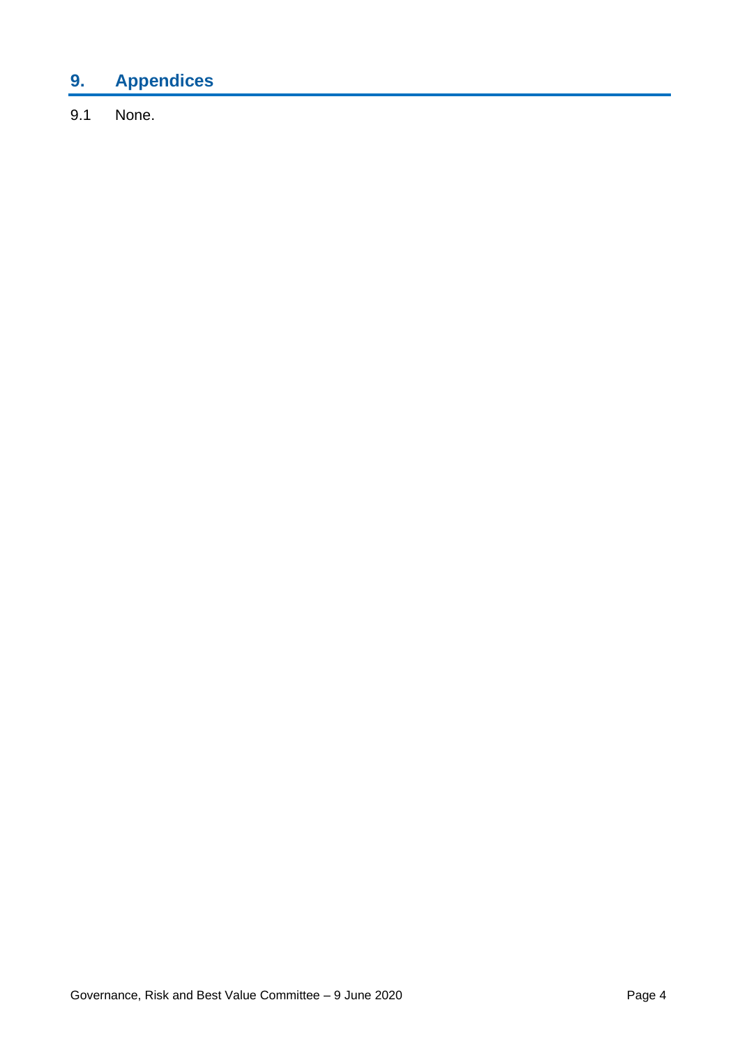## 9. Appendices

9.1 None.